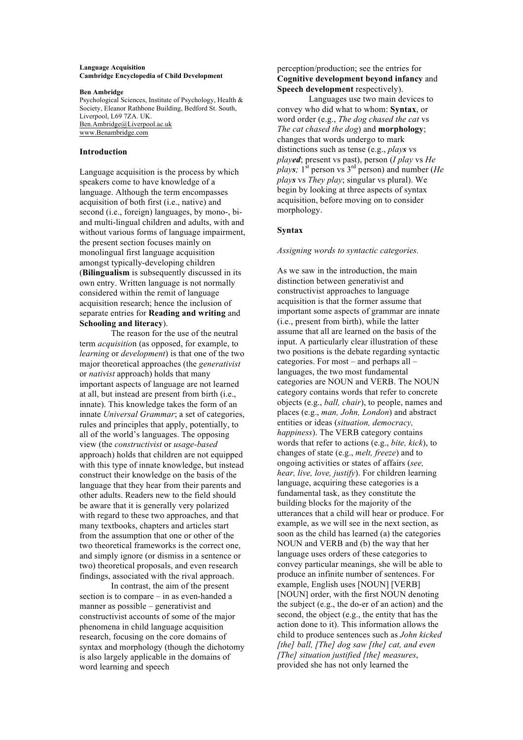**Language Acquisition**
**Cambridge Encyclopedia of Child Development**

**Ben Ambridge**
Psychological Sciences, Institute of Psychology, Health & Society, Eleanor Rathbone Building, Bedford St. South, Liverpool, L69 7ZA. UK.
Ben.Ambridge@Liverpool.ac.uk
www.Benambridge.com

## Introduction

Language acquisition is the process by which speakers come to have knowledge of a language. Although the term encompasses acquisition of both first (i.e., native) and second (i.e., foreign) languages, by mono-, bi- and multi-lingual children and adults, with and without various forms of language impairment, the present section focuses mainly on monolingual first language acquisition amongst typically-developing children (**Bilingualism** is subsequently discussed in its own entry. Written language is not normally considered within the remit of language acquisition research; hence the inclusion of separate entries for **Reading and writing** and **Schooling and literacy**).

The reason for the use of the neutral term *acquisitio*n (as opposed, for example, to *learning* or *development*) is that one of the two major theoretical approaches (the *generativist* or *nativist* approach) holds that many important aspects of language are not learned at all, but instead are present from birth (i.e., innate). This knowledge takes the form of an innate *Universal Grammar*; a set of categories, rules and principles that apply, potentially, to all of the world's languages. The opposing view (the *constructivist* or *usage-based* approach) holds that children are not equipped with this type of innate knowledge, but instead construct their knowledge on the basis of the language that they hear from their parents and other adults. Readers new to the field should be aware that it is generally very polarized with regard to these two approaches, and that many textbooks, chapters and articles start from the assumption that one or other of the two theoretical frameworks is the correct one, and simply ignore (or dismiss in a sentence or two) theoretical proposals, and even research findings, associated with the rival approach.

In contrast, the aim of the present section is to compare – in as even-handed a manner as possible – generativist and constructivist accounts of some of the major phenomena in child language acquisition research, focusing on the core domains of syntax and morphology (though the dichotomy is also largely applicable in the domains of word learning and speech perception/production; see the entries for **Cognitive development beyond infancy** and **Speech development** respectively).

Languages use two main devices to convey who did what to whom: **Syntax**, or word order (e.g., *The dog chased the cat* vs *The cat chased the dog*) and **morphology**; changes that words undergo to mark distinctions such as tense (e.g., *play**s*** vs *play**ed***; present vs past), person (*I play* vs *He play**s**;* 1st person vs 3rd person) and number (*He play**s*** vs *They play*; singular vs plural). We begin by looking at three aspects of syntax acquisition, before moving on to consider morphology.

## Syntax

### *Assigning words to syntactic categories.*

As we saw in the introduction, the main distinction between generativist and constructivist approaches to language acquisition is that the former assume that important some aspects of grammar are innate (i.e., present from birth), while the latter assume that all are learned on the basis of the input. A particularly clear illustration of these two positions is the debate regarding syntactic categories. For most – and perhaps all – languages, the two most fundamental categories are NOUN and VERB. The NOUN category contains words that refer to concrete objects (e.g., *ball, chair*), to people, names and places (e.g., *man, John, London*) and abstract entities or ideas (*situation, democracy, happiness*). The VERB category contains words that refer to actions (e.g., *bite, kick*), to changes of state (e.g., *melt, freeze*) and to ongoing activities or states of affairs (*see, hear, live, love, justify*). For children learning language, acquiring these categories is a fundamental task, as they constitute the building blocks for the majority of the utterances that a child will hear or produce. For example, as we will see in the next section, as soon as the child has learned (a) the categories NOUN and VERB and (b) the way that her language uses orders of these categories to convey particular meanings, she will be able to produce an infinite number of sentences. For example, English uses [NOUN] [VERB] [NOUN] order, with the first NOUN denoting the subject (e.g., the do-er of an action) and the second, the object (e.g., the entity that has the action done to it). This information allows the child to produce sentences such as *John kicked [the] ball, [The] dog saw [the] cat, and even [The] situation justified [the] measures*, provided she has not only learned the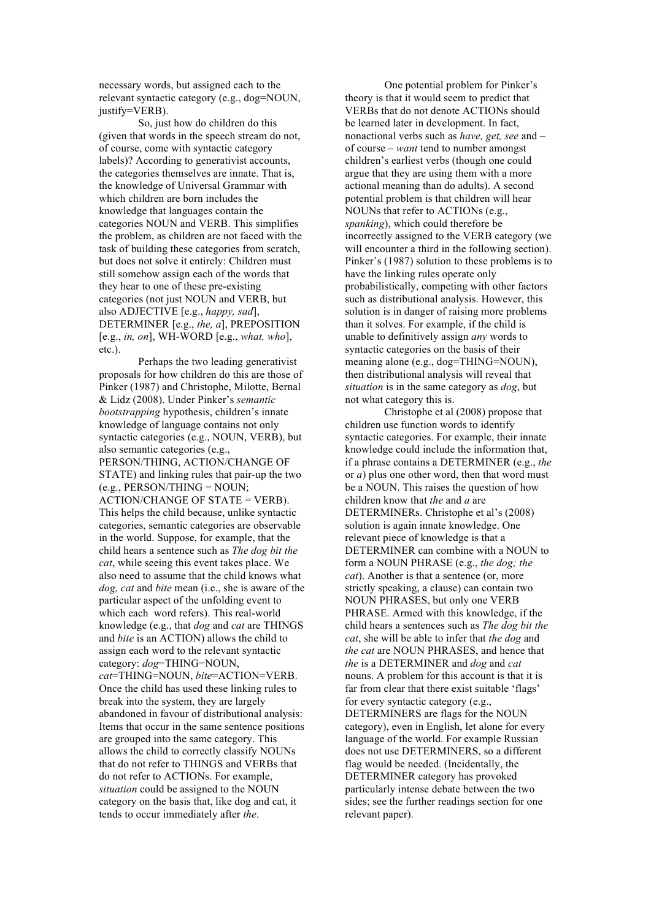necessary words, but assigned each to the relevant syntactic category (e.g., dog=NOUN, justify=VERB).

So, just how do children do this (given that words in the speech stream do not, of course, come with syntactic category labels)? According to generativist accounts, the categories themselves are innate. That is, the knowledge of Universal Grammar with which children are born includes the knowledge that languages contain the categories NOUN and VERB. This simplifies the problem, as children are not faced with the task of building these categories from scratch, but does not solve it entirely: Children must still somehow assign each of the words that they hear to one of these pre-existing categories (not just NOUN and VERB, but also ADJECTIVE [e.g., *happy, sad*], DETERMINER [e.g., *the, a*], PREPOSITION [e.g., *in, on*], WH-WORD [e.g., *what, who*], etc.).

Perhaps the two leading generativist proposals for how children do this are those of Pinker (1987) and Christophe, Milotte, Bernal & Lidz (2008). Under Pinker's *semantic bootstrapping* hypothesis, children's innate knowledge of language contains not only syntactic categories (e.g., NOUN, VERB), but also semantic categories (e.g., PERSON/THING, ACTION/CHANGE OF STATE) and linking rules that pair-up the two (e.g., PERSON/THING = NOUN; ACTION/CHANGE OF STATE = VERB). This helps the child because, unlike syntactic categories, semantic categories are observable in the world. Suppose, for example, that the child hears a sentence such as *The dog bit the cat*, while seeing this event takes place. We also need to assume that the child knows what *dog, cat* and *bite* mean (i.e., she is aware of the particular aspect of the unfolding event to which each word refers). This real-world knowledge (e.g., that *dog* and *cat* are THINGS and *bite* is an ACTION) allows the child to assign each word to the relevant syntactic category: *dog*=THING=NOUN, *cat*=THING=NOUN, *bite*=ACTION=VERB. Once the child has used these linking rules to break into the system, they are largely abandoned in favour of distributional analysis: Items that occur in the same sentence positions are grouped into the same category. This allows the child to correctly classify NOUNs that do not refer to THINGS and VERBs that do not refer to ACTIONs. For example, *situation* could be assigned to the NOUN category on the basis that, like dog and cat, it tends to occur immediately after *the*.

One potential problem for Pinker's theory is that it would seem to predict that VERBs that do not denote ACTIONs should be learned later in development. In fact, nonactional verbs such as *have, get, see* and – of course – *want* tend to number amongst children's earliest verbs (though one could argue that they are using them with a more actional meaning than do adults). A second potential problem is that children will hear NOUNs that refer to ACTIONs (e.g., *spanking*), which could therefore be incorrectly assigned to the VERB category (we will encounter a third in the following section). Pinker's (1987) solution to these problems is to have the linking rules operate only probabilistically, competing with other factors such as distributional analysis. However, this solution is in danger of raising more problems than it solves. For example, if the child is unable to definitively assign *any* words to syntactic categories on the basis of their meaning alone (e.g., dog=THING=NOUN), then distributional analysis will reveal that *situation* is in the same category as *dog*, but not what category this is.

Christophe et al (2008) propose that children use function words to identify syntactic categories. For example, their innate knowledge could include the information that, if a phrase contains a DETERMINER (e.g., *the* or *a*) plus one other word, then that word must be a NOUN. This raises the question of how children know that *the* and *a* are DETERMINERs. Christophe et al's (2008) solution is again innate knowledge. One relevant piece of knowledge is that a DETERMINER can combine with a NOUN to form a NOUN PHRASE (e.g., *the dog; the cat*). Another is that a sentence (or, more strictly speaking, a clause) can contain two NOUN PHRASES, but only one VERB PHRASE. Armed with this knowledge, if the child hears a sentences such as *The dog bit the cat*, she will be able to infer that *the dog* and *the cat* are NOUN PHRASES, and hence that *the* is a DETERMINER and *dog* and *cat* nouns. A problem for this account is that it is far from clear that there exist suitable 'flags' for every syntactic category (e.g., DETERMINERS are flags for the NOUN category), even in English, let alone for every language of the world. For example Russian does not use DETERMINERS, so a different flag would be needed. (Incidentally, the DETERMINER category has provoked particularly intense debate between the two sides; see the further readings section for one relevant paper).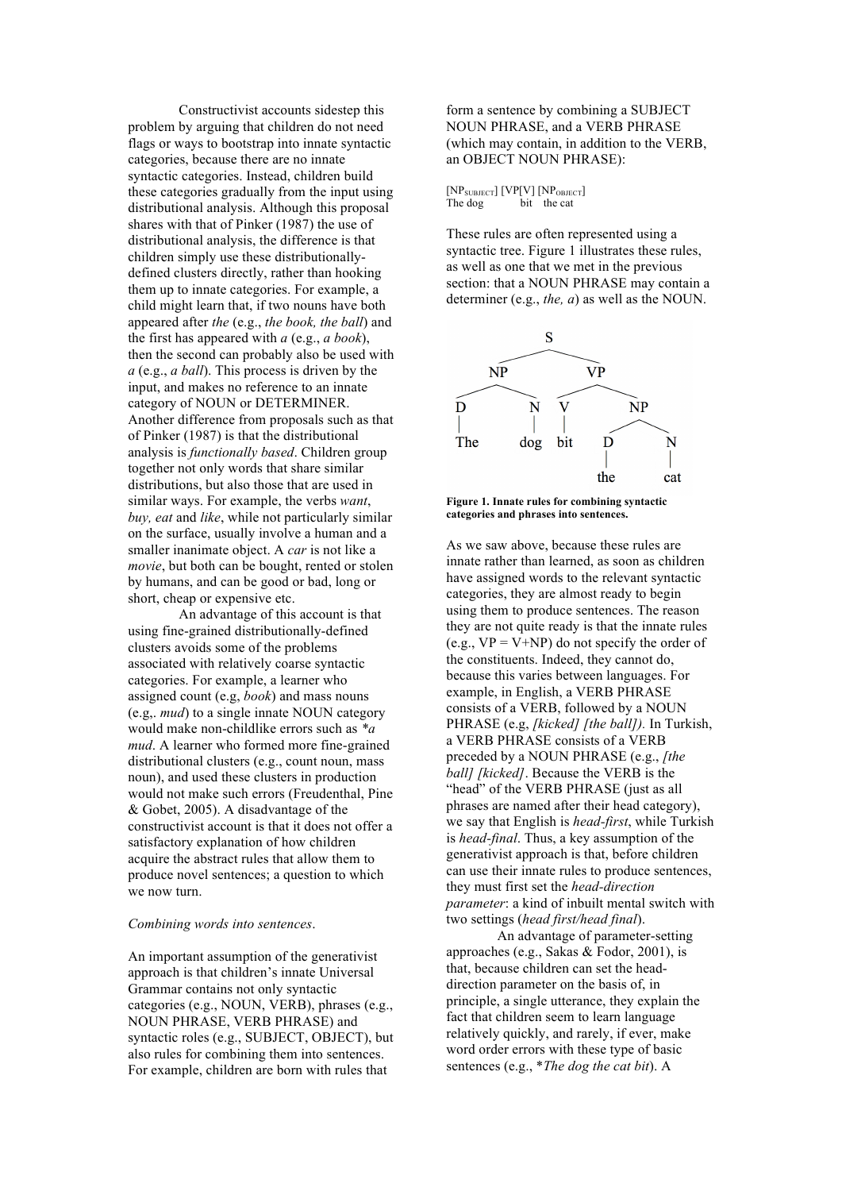Constructivist accounts sidestep this problem by arguing that children do not need flags or ways to bootstrap into innate syntactic categories, because there are no innate syntactic categories. Instead, children build these categories gradually from the input using distributional analysis. Although this proposal shares with that of Pinker (1987) the use of distributional analysis, the difference is that children simply use these distributionally-defined clusters directly, rather than hooking them up to innate categories. For example, a child might learn that, if two nouns have both appeared after *the* (e.g., *the book, the ball*) and the first has appeared with *a* (e.g., *a book*), then the second can probably also be used with *a* (e.g., *a ball*). This process is driven by the input, and makes no reference to an innate category of NOUN or DETERMINER. Another difference from proposals such as that of Pinker (1987) is that the distributional analysis is *functionally based*. Children group together not only words that share similar distributions, but also those that are used in similar ways. For example, the verbs *want*, *buy, eat* and *like*, while not particularly similar on the surface, usually involve a human and a smaller inanimate object. A *car* is not like a *movie*, but both can be bought, rented or stolen by humans, and can be good or bad, long or short, cheap or expensive etc.

An advantage of this account is that using fine-grained distributionally-defined clusters avoids some of the problems associated with relatively coarse syntactic categories. For example, a learner who assigned count (e.g, *book*) and mass nouns (e.g,. *mud*) to a single innate NOUN category would make non-childlike errors such as *\*a mud*. A learner who formed more fine-grained distributional clusters (e.g., count noun, mass noun), and used these clusters in production would not make such errors (Freudenthal, Pine & Gobet, 2005). A disadvantage of the constructivist account is that it does not offer a satisfactory explanation of how children acquire the abstract rules that allow them to produce novel sentences; a question to which we now turn.

*Combining words into sentences*.

An important assumption of the generativist approach is that children's innate Universal Grammar contains not only syntactic categories (e.g., NOUN, VERB), phrases (e.g., NOUN PHRASE, VERB PHRASE) and syntactic roles (e.g., SUBJECT, OBJECT), but also rules for combining them into sentences. For example, children are born with rules that form a sentence by combining a SUBJECT NOUN PHRASE, and a VERB PHRASE (which may contain, in addition to the VERB, an OBJECT NOUN PHRASE):

[NP$_{SUBJECT}$] [VP[V] [NP$_{OBJECT}$]
The dog bit the cat

These rules are often represented using a syntactic tree. Figure 1 illustrates these rules, as well as one that we met in the previous section: that a NOUN PHRASE may contain a determiner (e.g., *the, a*) as well as the NOUN.

S
NP VP
D N V NP
The dog bit D N
the cat

**Figure 1. Innate rules for combining syntactic categories and phrases into sentences.**

As we saw above, because these rules are innate rather than learned, as soon as children have assigned words to the relevant syntactic categories, they are almost ready to begin using them to produce sentences. The reason they are not quite ready is that the innate rules (e.g., VP = V+NP) do not specify the order of the constituents. Indeed, they cannot do, because this varies between languages. For example, in English, a VERB PHRASE consists of a VERB, followed by a NOUN PHRASE (e.g, *[kicked] [the ball]).* In Turkish, a VERB PHRASE consists of a VERB preceded by a NOUN PHRASE (e.g., *[the ball] [kicked]*. Because the VERB is the "head" of the VERB PHRASE (just as all phrases are named after their head category), we say that English is *head-first*, while Turkish is *head-final*. Thus, a key assumption of the generativist approach is that, before children can use their innate rules to produce sentences, they must first set the *head-direction parameter*: a kind of inbuilt mental switch with two settings (*head first/head final*).

An advantage of parameter-setting approaches (e.g., Sakas & Fodor, 2001), is that, because children can set the head-direction parameter on the basis of, in principle, a single utterance, they explain the fact that children seem to learn language relatively quickly, and rarely, if ever, make word order errors with these type of basic sentences (e.g., \**The dog the cat bit*). A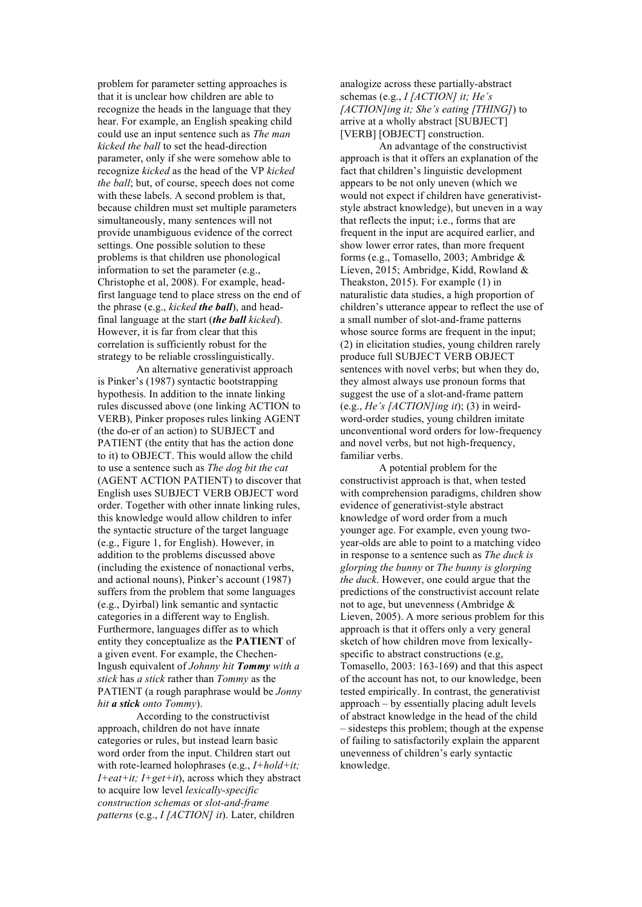problem for parameter setting approaches is that it is unclear how children are able to recognize the heads in the language that they hear. For example, an English speaking child could use an input sentence such as *The man kicked the ball* to set the head-direction parameter, only if she were somehow able to recognize *kicked* as the head of the VP *kicked the ball*; but, of course, speech does not come with these labels. A second problem is that, because children must set multiple parameters simultaneously, many sentences will not provide unambiguous evidence of the correct settings. One possible solution to these problems is that children use phonological information to set the parameter (e.g., Christophe et al, 2008). For example, head-first language tend to place stress on the end of the phrase (e.g., *kicked **the ball***), and head-final language at the start (***the ball** kicked*). However, it is far from clear that this correlation is sufficiently robust for the strategy to be reliable crosslinguistically.

An alternative generativist approach is Pinker's (1987) syntactic bootstrapping hypothesis. In addition to the innate linking rules discussed above (one linking ACTION to VERB), Pinker proposes rules linking AGENT (the do-er of an action) to SUBJECT and PATIENT (the entity that has the action done to it) to OBJECT. This would allow the child to use a sentence such as *The dog bit the cat* (AGENT ACTION PATIENT) to discover that English uses SUBJECT VERB OBJECT word order. Together with other innate linking rules, this knowledge would allow children to infer the syntactic structure of the target language (e.g., Figure 1, for English). However, in addition to the problems discussed above (including the existence of nonactional verbs, and actional nouns), Pinker's account (1987) suffers from the problem that some languages (e.g., Dyirbal) link semantic and syntactic categories in a different way to English. Furthermore, languages differ as to which entity they conceptualize as the **PATIENT** of a given event. For example, the Chechen-Ingush equivalent of *Johnny hit **Tommy** with a stick* has *a stick* rather than *Tommy* as the PATIENT (a rough paraphrase would be *Jonny hit **a stick** onto Tommy*).

According to the constructivist approach, children do not have innate categories or rules, but instead learn basic word order from the input. Children start out with rote-learned holophrases (e.g., *I+hold+it; I+eat+it; I+get+it*), across which they abstract to acquire low level *lexically-specific construction schemas* or *slot-and-frame patterns* (e.g., *I [ACTION] it*). Later, children analogize across these partially-abstract schemas (e.g., *I [ACTION] it; He's [ACTION]ing it; She's eating [THING]*) to arrive at a wholly abstract [SUBJECT] [VERB] [OBJECT] construction.

An advantage of the constructivist approach is that it offers an explanation of the fact that children's linguistic development appears to be not only uneven (which we would not expect if children have generativist-style abstract knowledge), but uneven in a way that reflects the input; i.e., forms that are frequent in the input are acquired earlier, and show lower error rates, than more frequent forms (e.g., Tomasello, 2003; Ambridge & Lieven, 2015; Ambridge, Kidd, Rowland & Theakston, 2015). For example (1) in naturalistic data studies, a high proportion of children's utterance appear to reflect the use of a small number of slot-and-frame patterns whose source forms are frequent in the input; (2) in elicitation studies, young children rarely produce full SUBJECT VERB OBJECT sentences with novel verbs; but when they do, they almost always use pronoun forms that suggest the use of a slot-and-frame pattern (e.g., *He's [ACTION]ing it*); (3) in weird-word-order studies, young children imitate unconventional word orders for low-frequency and novel verbs, but not high-frequency, familiar verbs.

A potential problem for the constructivist approach is that, when tested with comprehension paradigms, children show evidence of generativist-style abstract knowledge of word order from a much younger age. For example, even young two-year-olds are able to point to a matching video in response to a sentence such as *The duck is glorping the bunny* or *The bunny is glorping the duck*. However, one could argue that the predictions of the constructivist account relate not to age, but unevenness (Ambridge & Lieven, 2005). A more serious problem for this approach is that it offers only a very general sketch of how children move from lexically-specific to abstract constructions (e.g, Tomasello, 2003: 163-169) and that this aspect of the account has not, to our knowledge, been tested empirically. In contrast, the generativist approach – by essentially placing adult levels of abstract knowledge in the head of the child – sidesteps this problem; though at the expense of failing to satisfactorily explain the apparent unevenness of children's early syntactic knowledge.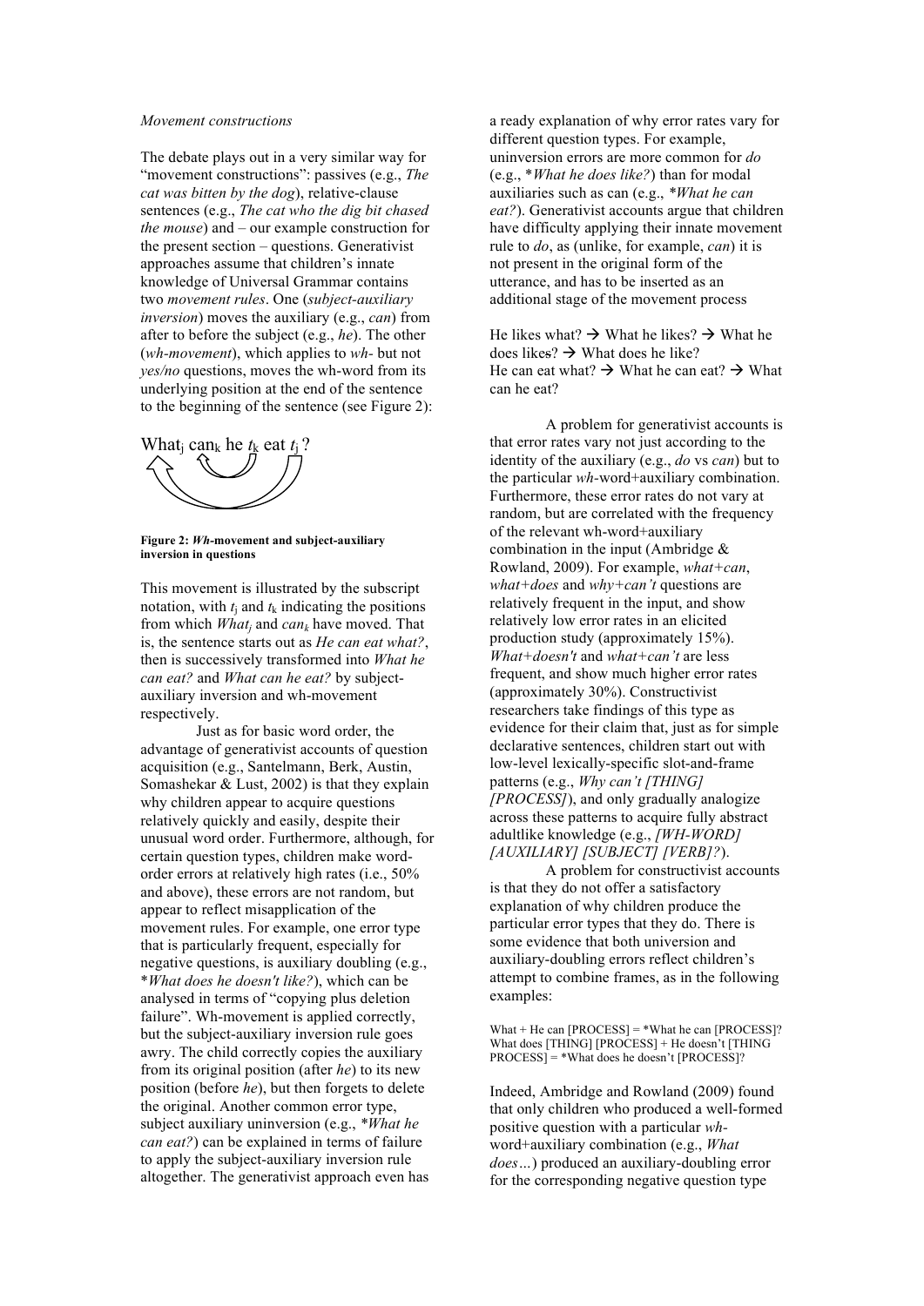*Movement constructions*

The debate plays out in a very similar way for "movement constructions": passives (e.g., *The cat was bitten by the dog*), relative-clause sentences (e.g., *The cat who the dig bit chased the mouse*) and – our example construction for the present section – questions. Generativist approaches assume that children's innate knowledge of Universal Grammar contains two *movement rules*. One (*subject-auxiliary inversion*) moves the auxiliary (e.g., *can*) from after to before the subject (e.g., *he*). The other (*wh-movement*), which applies to *wh-* but not *yes/no* questions, moves the wh-word from its underlying position at the end of the sentence to the beginning of the sentence (see Figure 2):

What$_j$ can$_k$ he $t_k$ eat $t_j$ ?

**Figure 2: *Wh*-movement and subject-auxiliary inversion in questions**

This movement is illustrated by the subscript notation, with $t_j$ and $t_k$ indicating the positions from which *What$_j$* and *can$_k$* have moved. That is, the sentence starts out as *He can eat what?*, then is successively transformed into *What he can eat?* and *What can he eat?* by subject-auxiliary inversion and wh-movement respectively.

Just as for basic word order, the advantage of generativist accounts of question acquisition (e.g., Santelmann, Berk, Austin, Somashekar & Lust, 2002) is that they explain why children appear to acquire questions relatively quickly and easily, despite their unusual word order. Furthermore, although, for certain question types, children make word-order errors at relatively high rates (i.e., 50% and above), these errors are not random, but appear to reflect misapplication of the movement rules. For example, one error type that is particularly frequent, especially for negative questions, is auxiliary doubling (e.g., \**What does he doesn't like?*), which can be analysed in terms of "copying plus deletion failure". Wh-movement is applied correctly, but the subject-auxiliary inversion rule goes awry. The child correctly copies the auxiliary from its original position (after *he*) to its new position (before *he*), but then forgets to delete the original. Another common error type, subject auxiliary uninversion (e.g., \**What he can eat?*) can be explained in terms of failure to apply the subject-auxiliary inversion rule altogether. The generativist approach even has a ready explanation of why error rates vary for different question types. For example, uninversion errors are more common for *do* (e.g., \**What he does like?*) than for modal auxiliaries such as can (e.g., \**What he can eat?*). Generativist accounts argue that children have difficulty applying their innate movement rule to *do*, as (unlike, for example, *can*) it is not present in the original form of the utterance, and has to be inserted as an additional stage of the movement process

He likes what? → What he likes? → What he does like~~s~~? → What does he like?
He can eat what? → What he can eat? → What can he eat?

A problem for generativist accounts is that error rates vary not just according to the identity of the auxiliary (e.g., *do* vs *can*) but to the particular *wh*-word+auxiliary combination. Furthermore, these error rates do not vary at random, but are correlated with the frequency of the relevant wh-word+auxiliary combination in the input (Ambridge & Rowland, 2009). For example, *what+can*, *what+does* and *why+can't* questions are relatively frequent in the input, and show relatively low error rates in an elicited production study (approximately 15%). *What+doesn't* and *what+can't* are less frequent, and show much higher error rates (approximately 30%). Constructivist researchers take findings of this type as evidence for their claim that, just as for simple declarative sentences, children start out with low-level lexically-specific slot-and-frame patterns (e.g., *Why can't [THING] [PROCESS]*), and only gradually analogize across these patterns to acquire fully abstract adultlike knowledge (e.g., *[WH-WORD] [AUXILIARY] [SUBJECT] [VERB]?*).

A problem for constructivist accounts is that they do not offer a satisfactory explanation of why children produce the particular error types that they do. There is some evidence that both universion and auxiliary-doubling errors reflect children's attempt to combine frames, as in the following examples:

What + He can [PROCESS] = \*What he can [PROCESS]?
What does [THING] [PROCESS] + He doesn't [THING PROCESS] = \*What does he doesn't [PROCESS]?

Indeed, Ambridge and Rowland (2009) found that only children who produced a well-formed positive question with a particular *wh*-word+auxiliary combination (e.g., *What does…*) produced an auxiliary-doubling error for the corresponding negative question type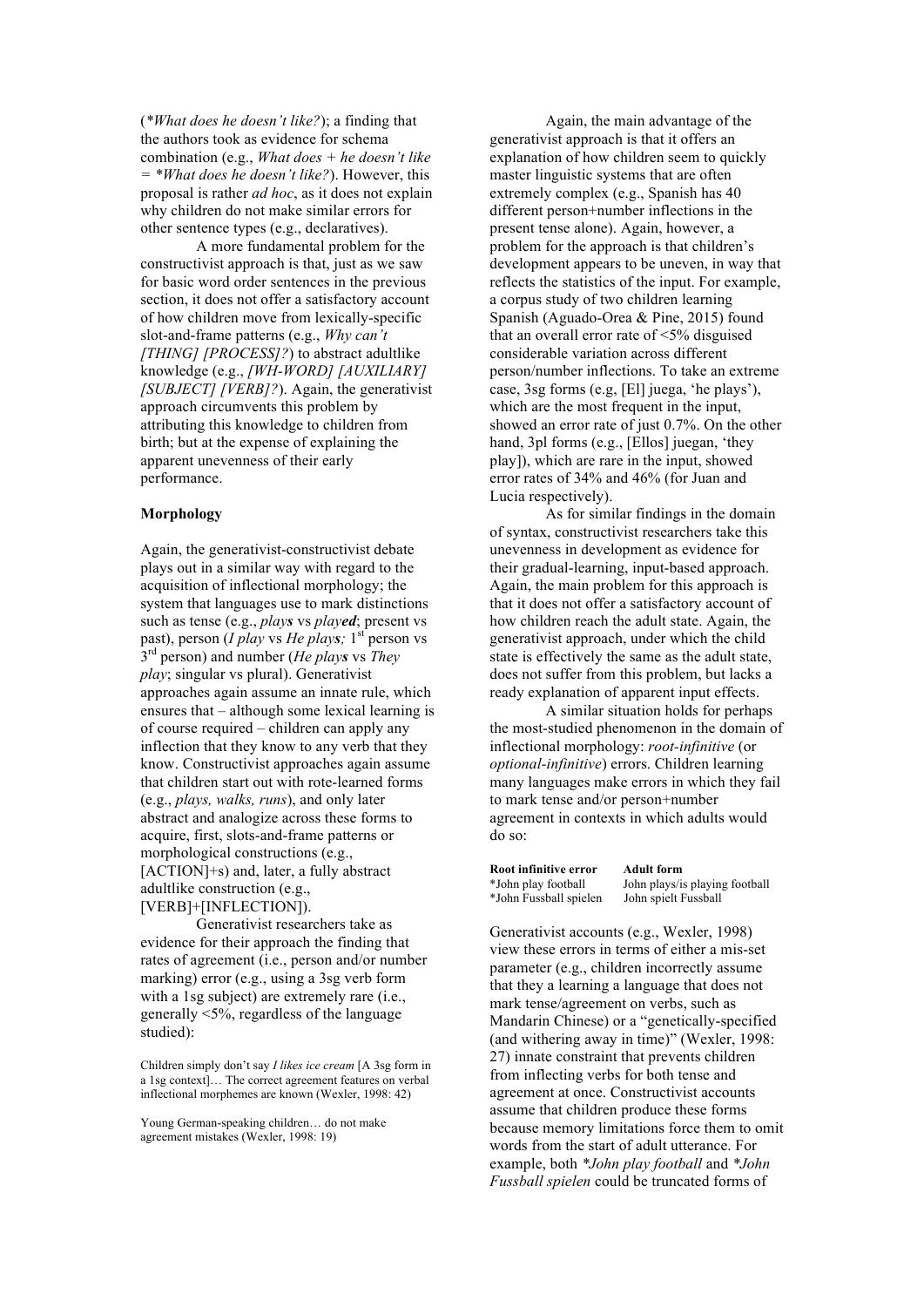(*What does he doesn't like?*); a finding that the authors took as evidence for schema combination (e.g., *What does + he doesn't like = \*What does he doesn't like?*). However, this proposal is rather *ad hoc*, as it does not explain why children do not make similar errors for other sentence types (e.g., declaratives).

A more fundamental problem for the constructivist approach is that, just as we saw for basic word order sentences in the previous section, it does not offer a satisfactory account of how children move from lexically-specific slot-and-frame patterns (e.g., *Why can't [THING] [PROCESS]?*) to abstract adultlike knowledge (e.g., *[WH-WORD] [AUXILIARY] [SUBJECT] [VERB]?*). Again, the generativist approach circumvents this problem by attributing this knowledge to children from birth; but at the expense of explaining the apparent unevenness of their early performance.

**Morphology**

Again, the generativist-constructivist debate plays out in a similar way with regard to the acquisition of inflectional morphology; the system that languages use to mark distinctions such as tense (e.g., *play**s*** vs *play**ed***; present vs past), person (*I play* vs *He play**s**;* 1st person vs 3rd person) and number (*He play**s*** vs *They play*; singular vs plural). Generativist approaches again assume an innate rule, which ensures that – although some lexical learning is of course required – children can apply any inflection that they know to any verb that they know. Constructivist approaches again assume that children start out with rote-learned forms (e.g., *plays, walks, runs*), and only later abstract and analogize across these forms to acquire, first, slots-and-frame patterns or morphological constructions (e.g., [ACTION]+s) and, later, a fully abstract adultlike construction (e.g., [VERB]+[INFLECTION]).

Generativist researchers take as evidence for their approach the finding that rates of agreement (i.e., person and/or number marking) error (e.g., using a 3sg verb form with a 1sg subject) are extremely rare (i.e., generally <5%, regardless of the language studied):

> Children simply don't say *I likes ice cream* [A 3sg form in a 1sg context]… The correct agreement features on verbal inflectional morphemes are known (Wexler, 1998: 42)

> Young German-speaking children… do not make agreement mistakes (Wexler, 1998: 19)

Again, the main advantage of the generativist approach is that it offers an explanation of how children seem to quickly master linguistic systems that are often extremely complex (e.g., Spanish has 40 different person+number inflections in the present tense alone). Again, however, a problem for the approach is that children's development appears to be uneven, in way that reflects the statistics of the input. For example, a corpus study of two children learning Spanish (Aguado-Orea & Pine, 2015) found that an overall error rate of <5% disguised considerable variation across different person/number inflections. To take an extreme case, 3sg forms (e.g, [El] juega, 'he plays'), which are the most frequent in the input, showed an error rate of just 0.7%. On the other hand, 3pl forms (e.g., [Ellos] juegan, 'they play]), which are rare in the input, showed error rates of 34% and 46% (for Juan and Lucia respectively).

As for similar findings in the domain of syntax, constructivist researchers take this unevenness in development as evidence for their gradual-learning, input-based approach. Again, the main problem for this approach is that it does not offer a satisfactory account of how children reach the adult state. Again, the generativist approach, under which the child state is effectively the same as the adult state, does not suffer from this problem, but lacks a ready explanation of apparent input effects.

A similar situation holds for perhaps the most-studied phenomenon in the domain of inflectional morphology: *root-infinitive* (or *optional-infinitive*) errors. Children learning many languages make errors in which they fail to mark tense and/or person+number agreement in contexts in which adults would do so:

| **Root infinitive error** | **Adult form** |
|---|---|
| \*John play football | John plays/is playing football |
| \*John Fussball spielen | John spielt Fussball |

Generativist accounts (e.g., Wexler, 1998) view these errors in terms of either a mis-set parameter (e.g., children incorrectly assume that they a learning a language that does not mark tense/agreement on verbs, such as Mandarin Chinese) or a "genetically-specified (and withering away in time)" (Wexler, 1998: 27) innate constraint that prevents children from inflecting verbs for both tense and agreement at once. Constructivist accounts assume that children produce these forms because memory limitations force them to omit words from the start of adult utterance. For example, both *\*John play football* and *\*John Fussball spielen* could be truncated forms of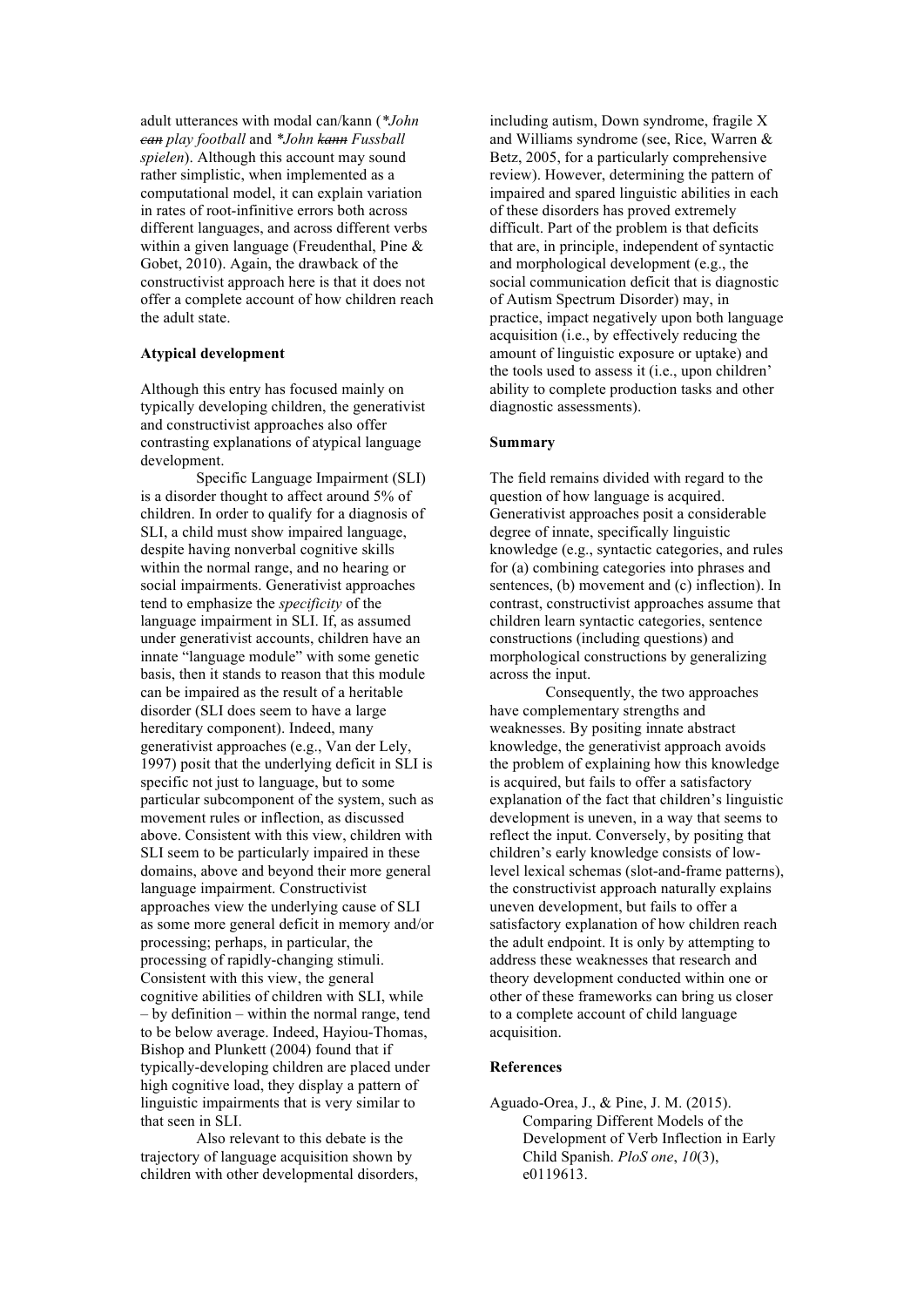adult utterances with modal can/kann (*John ~~can~~ play football* and *John ~~kann~~ Fussball spielen*). Although this account may sound rather simplistic, when implemented as a computational model, it can explain variation in rates of root-infinitive errors both across different languages, and across different verbs within a given language (Freudenthal, Pine & Gobet, 2010). Again, the drawback of the constructivist approach here is that it does not offer a complete account of how children reach the adult state.

**Atypical development**

Although this entry has focused mainly on typically developing children, the generativist and constructivist approaches also offer contrasting explanations of atypical language development.

Specific Language Impairment (SLI) is a disorder thought to affect around 5% of children. In order to qualify for a diagnosis of SLI, a child must show impaired language, despite having nonverbal cognitive skills within the normal range, and no hearing or social impairments. Generativist approaches tend to emphasize the *specificity* of the language impairment in SLI. If, as assumed under generativist accounts, children have an innate "language module" with some genetic basis, then it stands to reason that this module can be impaired as the result of a heritable disorder (SLI does seem to have a large hereditary component). Indeed, many generativist approaches (e.g., Van der Lely, 1997) posit that the underlying deficit in SLI is specific not just to language, but to some particular subcomponent of the system, such as movement rules or inflection, as discussed above. Consistent with this view, children with SLI seem to be particularly impaired in these domains, above and beyond their more general language impairment. Constructivist approaches view the underlying cause of SLI as some more general deficit in memory and/or processing; perhaps, in particular, the processing of rapidly-changing stimuli. Consistent with this view, the general cognitive abilities of children with SLI, while – by definition – within the normal range, tend to be below average. Indeed, Hayiou-Thomas, Bishop and Plunkett (2004) found that if typically-developing children are placed under high cognitive load, they display a pattern of linguistic impairments that is very similar to that seen in SLI.

Also relevant to this debate is the trajectory of language acquisition shown by children with other developmental disorders, including autism, Down syndrome, fragile X and Williams syndrome (see, Rice, Warren & Betz, 2005, for a particularly comprehensive review). However, determining the pattern of impaired and spared linguistic abilities in each of these disorders has proved extremely difficult. Part of the problem is that deficits that are, in principle, independent of syntactic and morphological development (e.g., the social communication deficit that is diagnostic of Autism Spectrum Disorder) may, in practice, impact negatively upon both language acquisition (i.e., by effectively reducing the amount of linguistic exposure or uptake) and the tools used to assess it (i.e., upon children' ability to complete production tasks and other diagnostic assessments).

**Summary**

The field remains divided with regard to the question of how language is acquired. Generativist approaches posit a considerable degree of innate, specifically linguistic knowledge (e.g., syntactic categories, and rules for (a) combining categories into phrases and sentences, (b) movement and (c) inflection). In contrast, constructivist approaches assume that children learn syntactic categories, sentence constructions (including questions) and morphological constructions by generalizing across the input.

Consequently, the two approaches have complementary strengths and weaknesses. By positing innate abstract knowledge, the generativist approach avoids the problem of explaining how this knowledge is acquired, but fails to offer a satisfactory explanation of the fact that children's linguistic development is uneven, in a way that seems to reflect the input. Conversely, by positing that children's early knowledge consists of low-level lexical schemas (slot-and-frame patterns), the constructivist approach naturally explains uneven development, but fails to offer a satisfactory explanation of how children reach the adult endpoint. It is only by attempting to address these weaknesses that research and theory development conducted within one or other of these frameworks can bring us closer to a complete account of child language acquisition.

**References**

Aguado-Orea, J., & Pine, J. M. (2015). Comparing Different Models of the Development of Verb Inflection in Early Child Spanish. *PloS one*, *10*(3), e0119613.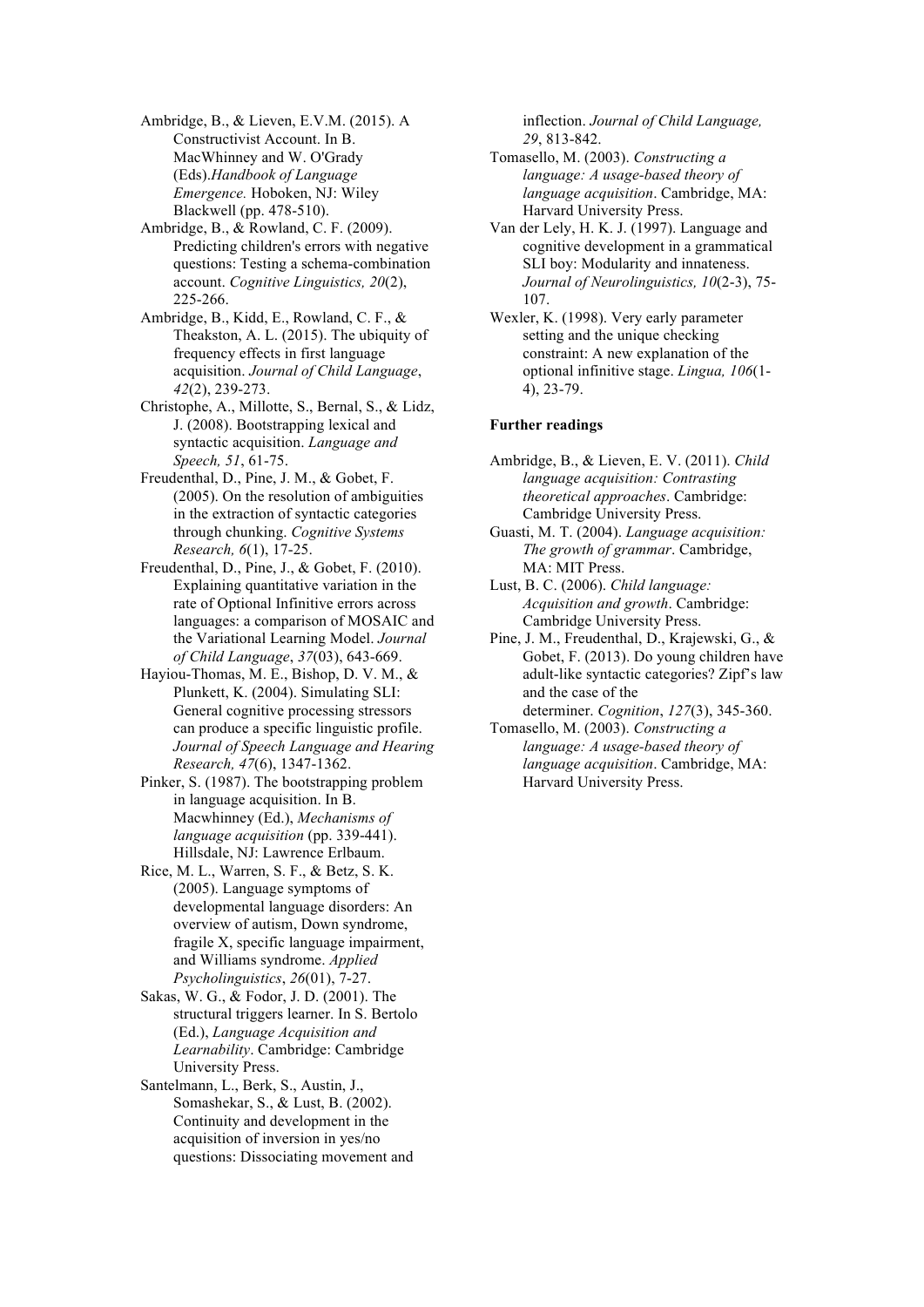Ambridge, B., & Lieven, E.V.M. (2015). A Constructivist Account. In B. MacWhinney and W. O'Grady (Eds).*Handbook of Language Emergence.* Hoboken, NJ: Wiley Blackwell (pp. 478-510).

Ambridge, B., & Rowland, C. F. (2009). Predicting children's errors with negative questions: Testing a schema-combination account. *Cognitive Linguistics, 20*(2), 225-266.

Ambridge, B., Kidd, E., Rowland, C. F., & Theakston, A. L. (2015). The ubiquity of frequency effects in first language acquisition. *Journal of Child Language*, *42*(2), 239-273.

Christophe, A., Millotte, S., Bernal, S., & Lidz, J. (2008). Bootstrapping lexical and syntactic acquisition. *Language and Speech, 51*, 61-75.

Freudenthal, D., Pine, J. M., & Gobet, F. (2005). On the resolution of ambiguities in the extraction of syntactic categories through chunking. *Cognitive Systems Research, 6*(1), 17-25.

Freudenthal, D., Pine, J., & Gobet, F. (2010). Explaining quantitative variation in the rate of Optional Infinitive errors across languages: a comparison of MOSAIC and the Variational Learning Model. *Journal of Child Language*, *37*(03), 643-669.

Hayiou-Thomas, M. E., Bishop, D. V. M., & Plunkett, K. (2004). Simulating SLI: General cognitive processing stressors can produce a specific linguistic profile. *Journal of Speech Language and Hearing Research, 47*(6), 1347-1362.

Pinker, S. (1987). The bootstrapping problem in language acquisition. In B. Macwhinney (Ed.), *Mechanisms of language acquisition* (pp. 339-441). Hillsdale, NJ: Lawrence Erlbaum.

Rice, M. L., Warren, S. F., & Betz, S. K. (2005). Language symptoms of developmental language disorders: An overview of autism, Down syndrome, fragile X, specific language impairment, and Williams syndrome. *Applied Psycholinguistics*, *26*(01), 7-27.

Sakas, W. G., & Fodor, J. D. (2001). The structural triggers learner. In S. Bertolo (Ed.), *Language Acquisition and Learnability*. Cambridge: Cambridge University Press.

Santelmann, L., Berk, S., Austin, J., Somashekar, S., & Lust, B. (2002). Continuity and development in the acquisition of inversion in yes/no questions: Dissociating movement and inflection. *Journal of Child Language, 29*, 813-842.

Tomasello, M. (2003). *Constructing a language: A usage-based theory of language acquisition*. Cambridge, MA: Harvard University Press.

Van der Lely, H. K. J. (1997). Language and cognitive development in a grammatical SLI boy: Modularity and innateness. *Journal of Neurolinguistics, 10*(2-3), 75-107.

Wexler, K. (1998). Very early parameter setting and the unique checking constraint: A new explanation of the optional infinitive stage. *Lingua, 106*(1-4), 23-79.

**Further readings**

Ambridge, B., & Lieven, E. V. (2011). *Child language acquisition: Contrasting theoretical approaches*. Cambridge: Cambridge University Press.

Guasti, M. T. (2004). *Language acquisition: The growth of grammar*. Cambridge, MA: MIT Press.

Lust, B. C. (2006). *Child language: Acquisition and growth*. Cambridge: Cambridge University Press.

Pine, J. M., Freudenthal, D., Krajewski, G., & Gobet, F. (2013). Do young children have adult-like syntactic categories? Zipf's law and the case of the determiner. *Cognition*, *127*(3), 345-360.

Tomasello, M. (2003). *Constructing a language: A usage-based theory of language acquisition*. Cambridge, MA: Harvard University Press.